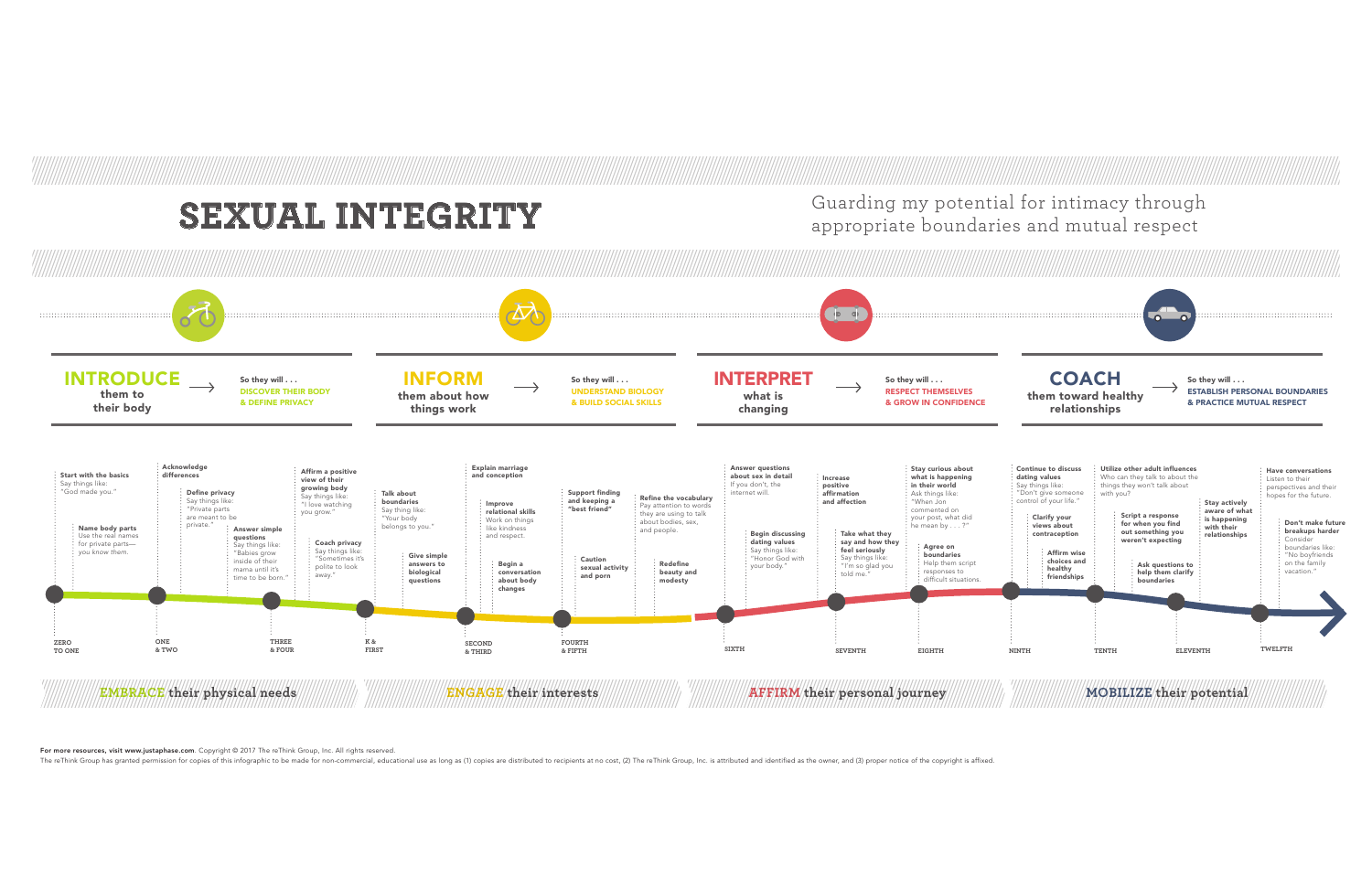# SEXUAL INTEGRITY

Guarding my potential for intimacy through appropriate boundaries and mutual respect

## INTRODUCE them to their body

So they will . . . **DISCOVER THEIR BODY & DEFINE PRIVACY**

### ZERO TO ONE

**Start with the basics**
Say things like: "God made you."

**Name body parts**
Use the real names for private parts—you know them.

### ONE & TWO

**Acknowledge differences**

**Define privacy**
Say things like: "Private parts are meant to be private."

**Answer simple questions**
Say things like: "Babies grow inside of their mama until it's time to be born."

### THREE & FOUR

**Affirm a positive view of their growing body**
Say things like: "I love watching you grow."

**Coach privacy**
Say things like: "Sometimes it's polite to look away."

**EMBRACE their physical needs**

## INFORM them about how things work

So they will . . . **UNDERSTAND BIOLOGY & BUILD SOCIAL SKILLS**

### K & FIRST

**Talk about boundaries**
Say thing like: "Your body belongs to you."

**Give simple answers to biological questions**

### SECOND & THIRD

**Explain marriage and conception**

**Improve relational skills**
Work on things like kindness and respect.

**Begin a conversation about body changes**

### FOURTH & FIFTH

**Support finding and keeping a "best friend"**

**Caution sexual activity and porn**

**Refine the vocabulary**
Pay attention to words they are using to talk about bodies, sex, and people.

**Redefine beauty and modesty**

**ENGAGE their interests**

## INTERPRET what is changing

So they will . . . **RESPECT THEMSELVES & GROW IN CONFIDENCE**

### SIXTH

**Answer questions about sex in detail**
If you don't, the internet will.

**Begin discussing dating values**
Say things like: "Honor God with your body."

### SEVENTH

**Increase positive affirmation and affection**

**Take what they say and how they feel seriously**
Say things like: "I'm so glad you told me."

### EIGHTH

**Stay curious about what is happening in their world**
Ask things like: "When Jon commented on your post, what did he mean by . . . ?"

**Agree on boundaries**
Help them script responses to difficult situations.

**AFFIRM their personal journey**

## COACH them toward healthy relationships

So they will . . . **ESTABLISH PERSONAL BOUNDARIES & PRACTICE MUTUAL RESPECT**

### NINTH

**Continue to discuss dating values**
Say things like: "Don't give someone control of your life."

**Clarify your views about contraception**

**Affirm wise choices and healthy friendships**

### TENTH

**Utilize other adult influences**
Who can they talk to about the things they won't talk about with you?

**Script a response for when you find out something you weren't expecting**

### ELEVENTH

**Stay actively aware of what is happening with their relationships**

**Ask questions to help them clarify boundaries**

### TWELFTH

**Have conversations**
Listen to their perspectives and their hopes for the future.

**Don't make future breakups harder**
Consider boundaries like: "No boyfriends on the family vacation."

**MOBILIZE their potential**

---

**For more resources, visit www.justaphase.com.** Copyright © 2017 The reThink Group, Inc. All rights reserved.

The reThink Group has granted permission for copies of this infographic to be made for non-commercial, educational use as long as (1) copies are distributed to recipients at no cost, (2) The reThink Group, Inc. is attributed and identified as the owner, and (3) proper notice of the copyright is affixed.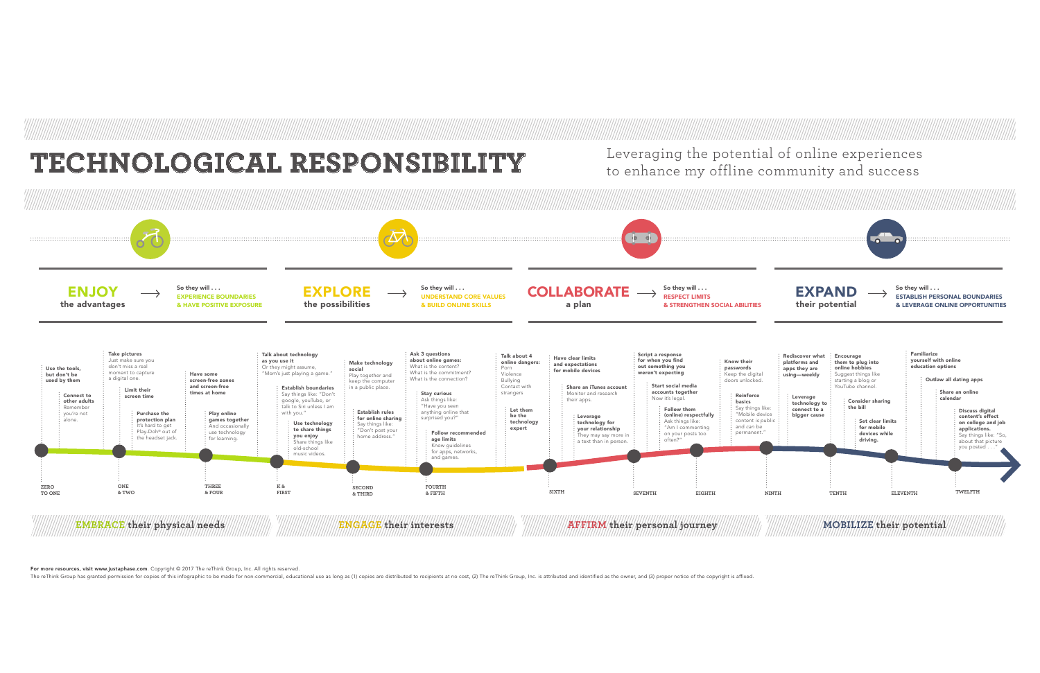# TECHNOLOGICAL RESPONSIBILITY

Leveraging the potential of online experiences to enhance my offline community and success

## ENJOY the advantages

So they will . . . **EXPERIENCE BOUNDARIES & HAVE POSITIVE EXPOSURE**

## EXPLORE the possibilities

So they will . . . **UNDERSTAND CORE VALUES & BUILD ONLINE SKILLS**

## COLLABORATE a plan

So they will . . . **RESPECT LIMITS & STRENGTHEN SOCIAL ABILITIES**

## EXPAND their potential

So they will . . . **ESTABLISH PERSONAL BOUNDARIES & LEVERAGE ONLINE OPPORTUNITIES**

### ZERO TO ONE

- **Use the tools, but don't be used by them**
- **Connect to other adults** Remember you're not alone.

### ONE & TWO

- **Take pictures** Just make sure you don't miss a real moment to capture a digital one.
- **Limit their screen time**
- **Purchase the protection plan** It's hard to get Play-Doh® out of the headset jack.

### THREE & FOUR

- **Have some screen-free zones and screen-free times at home**
- **Play online games together** And occasionally use technology for learning.

### K & FIRST

- **Talk about technology as you use it** Or they might assume, "Mom's just playing a game."
- **Establish boundaries** Say things like: "Don't google, youTube, or talk to Siri unless I am with you."
- **Use technology to share things you enjoy** Share things like old-school music videos.

### SECOND & THIRD

- **Make technology social** Play together and keep the computer in a public place.
- **Establish rules for online sharing** Say things like: "Don't post your home address."

### FOURTH & FIFTH

- **Ask 3 questions about online games:** What is the content? What is the commitment? What is the connection?
- **Stay curious** Ask things like: "Have you seen anything online that surprised you?"
- **Follow recommended age limits** Know guidelines for apps, networks, and games.
- **Talk about 4 online dangers:** Porn, Violence, Bullying, Contact with strangers
- **Let them be the technology expert**

### SIXTH

- **Have clear limits and expectations for mobile devices**
- **Share an iTunes account** Monitor and research their apps.
- **Leverage technology for your relationship** They may say more in a text than in person.

### SEVENTH

- **Script a response for when you find out something you weren't expecting**
- **Start social media accounts together** Now it's legal.

### EIGHTH

- **Follow them (online) respectfully** Ask things like: "Am I commenting on your posts too often?"
- **Know their passwords** Keep the digital doors unlocked.
- **Reinforce basics** Say things like: "Mobile device content is public and can be permanent."

### NINTH

- **Rediscover what platforms and apps they are using—weekly**
- **Leverage technology to connect to a bigger cause**

### TENTH

- **Encourage them to plug into online hobbies** Suggest things like starting a blog or YouTube channel.
- **Consider sharing the bill**
- **Set clear limits for mobile devices while driving.**

### ELEVENTH

- **Familiarize yourself with online education options**
- **Outlaw all dating apps**
- **Share an online calendar**

### TWELFTH

- **Discuss digital content's effect on college and job applications.** Say things like: "So, about that picture you posted . . ."

**EMBRACE their physical needs** | **ENGAGE their interests** | **AFFIRM their personal journey** | **MOBILIZE their potential**

**For more resources, visit www.justaphase.com**. Copyright © 2017 The reThink Group, Inc. All rights reserved.

The reThink Group has granted permission for copies of this infographic to be made for non-commercial, educational use as long as (1) copies are distributed to recipients at no cost, (2) The reThink Group, Inc. is attributed and identified as the owner, and (3) proper notice of the copyright is affixed.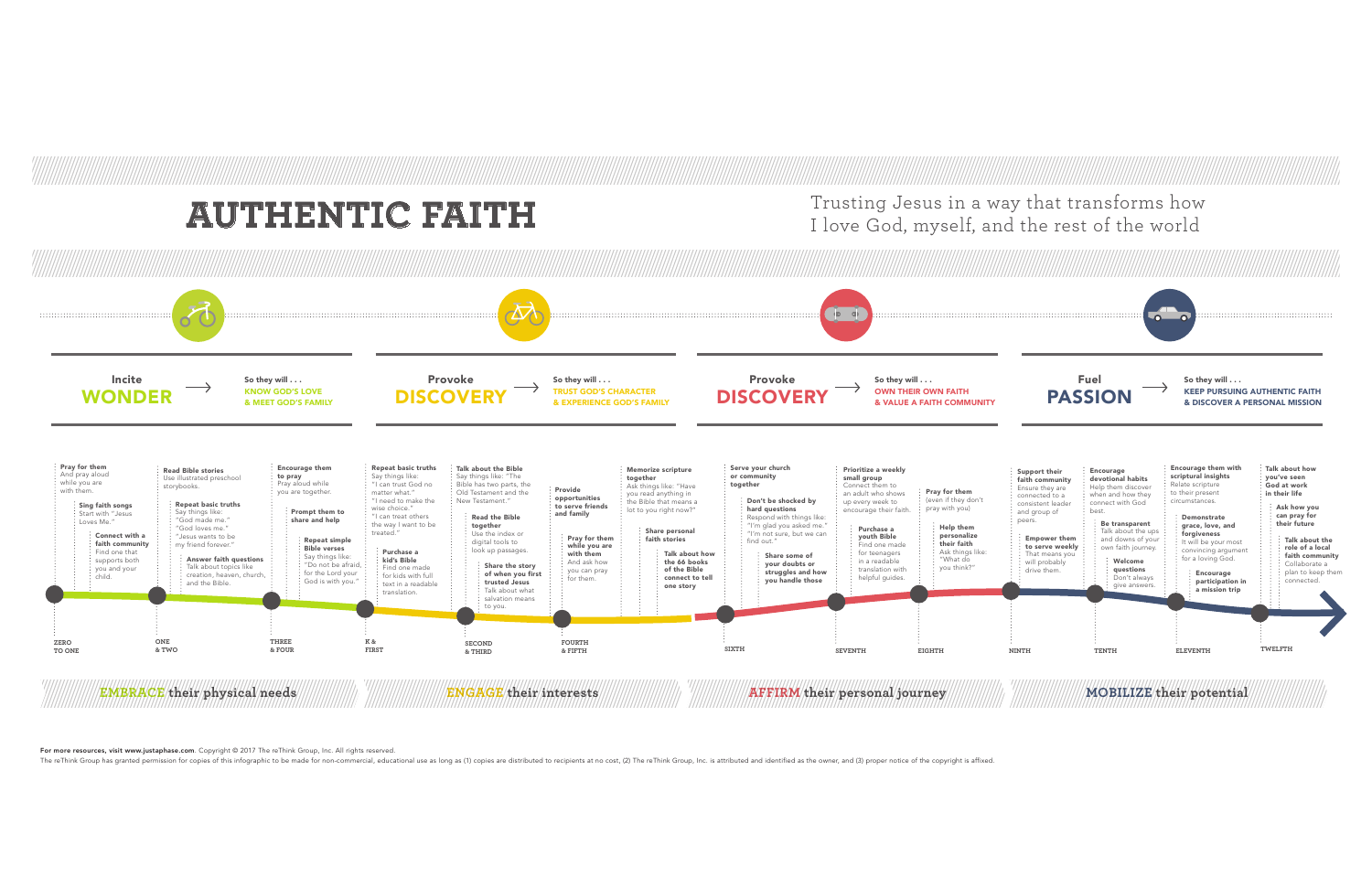# AUTHENTIC FAITH

Trusting Jesus in a way that transforms how I love God, myself, and the rest of the world

## Incite WONDER

So they will . . . KNOW GOD'S LOVE & MEET GOD'S FAMILY

### ZERO TO ONE

**Pray for them**
And pray aloud while you are with them.

**Sing faith songs**
Start with "Jesus Loves Me."

**Connect with a faith community**
Find one that supports both you and your child.

### ONE & TWO

**Read Bible stories**
Use illustrated preschool storybooks.

**Repeat basic truths**
Say things like: "God made me." "God loves me." "Jesus wants to be my friend forever."

**Answer faith questions**
Talk about topics like creation, heaven, church, and the Bible.

### THREE & FOUR

**Encourage them to pray**
Pray aloud while you are together.

**Prompt them to share and help**

**Repeat simple Bible verses**
Say things like: "Do not be afraid, for the Lord your God is with you."

## Provoke DISCOVERY

So they will . . . TRUST GOD'S CHARACTER & EXPERIENCE GOD'S FAMILY

### K & FIRST

**Repeat basic truths**
Say things like: "I can trust God no matter what." "I need to make the wise choice." "I can treat others the way I want to be treated."

**Purchase a kid's Bible**
Find one made for kids with full text in a readable translation.

### SECOND & THIRD

**Talk about the Bible**
Say things like: "The Bible has two parts, the Old Testament and the New Testament."

**Read the Bible together**
Use the index or digital tools to look up passages.

**Share the story of when you first trusted Jesus**
Talk about what salvation means to you.

### FOURTH & FIFTH

**Provide opportunities to serve friends and family**

**Pray for them while you are with them**
And ask how you can pray for them.

**Memorize scripture together**
Ask things like: "Have you read anything in the Bible that means a lot to you right now?"

**Share personal faith stories**

**Talk about how the 66 books of the Bible connect to tell one story**

## Provoke DISCOVERY

So they will . . . OWN THEIR OWN FAITH & VALUE A FAITH COMMUNITY

### SIXTH

**Serve your church or community together**

**Don't be shocked by hard questions**
Respond with things like: "I'm glad you asked me." "I'm not sure, but we can find out."

**Share some of your doubts or struggles and how you handle those**

### SEVENTH

**Prioritize a weekly small group**
Connect them to an adult who shows up every week to encourage their faith.

**Purchase a youth Bible**
Find one made for teenagers in a readable translation with helpful guides.

### EIGHTH

**Pray for them**
(even if they don't pray with you)

**Help them personalize their faith**
Ask things like: "What do you think?"

## Fuel PASSION

So they will . . . KEEP PURSUING AUTHENTIC FAITH & DISCOVER A PERSONAL MISSION

### NINTH

**Support their faith community**
Ensure they are connected to a consistent leader and group of peers.

**Empower them to serve weekly**
That means you will probably drive them.

### TENTH

**Encourage devotional habits**
Help them discover when and how they connect with God best.

**Be transparent**
Talk about the ups and downs of your own faith journey.

**Welcome questions**
Don't always give answers.

### ELEVENTH

**Encourage them with scriptural insights**
Relate scripture to their present circumstances.

**Demonstrate grace, love, and forgiveness**
It will be your most convincing argument for a loving God.

**Encourage participation in a mission trip**

### TWELFTH

**Talk about how you've seen God at work in their life**

**Ask how you can pray for their future**

**Talk about the role of a local faith community**
Collaborate a plan to keep them connected.

---

**EMBRACE** their physical needs | **ENGAGE** their interests | **AFFIRM** their personal journey | **MOBILIZE** their potential

**For more resources, visit www.justaphase.com.** Copyright © 2017 The reThink Group, Inc. All rights reserved.

The reThink Group has granted permission for copies of this infographic to be made for non-commercial, educational use as long as (1) copies are distributed to recipients at no cost, (2) The reThink Group, Inc. is attributed and identified as the owner, and (3) proper notice of the copyright is affixed.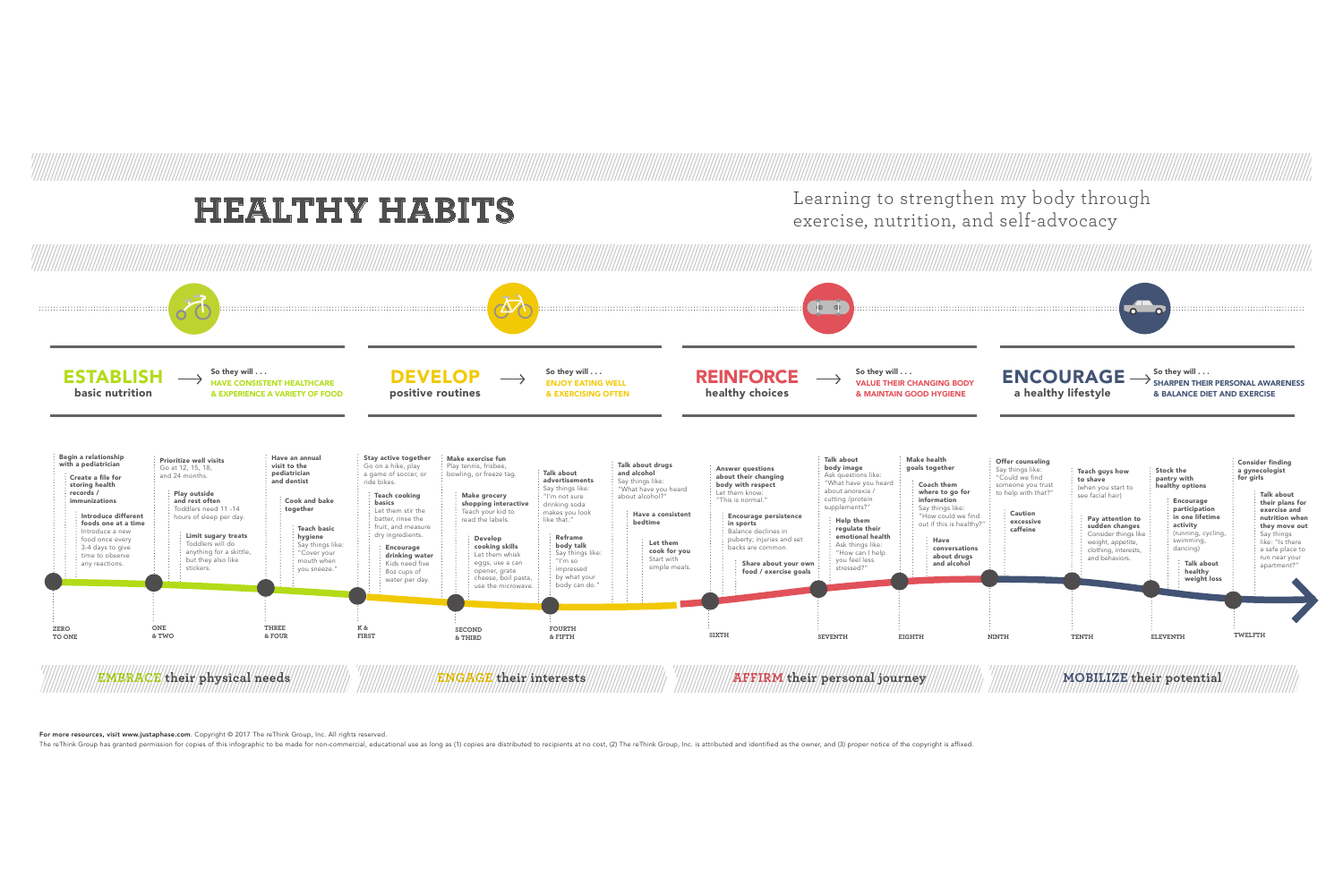# HEALTHY HABITS

Learning to strengthen my body through exercise, nutrition, and self-advocacy

## ESTABLISH basic nutrition

So they will . . . HAVE CONSISTENT HEALTHCARE & EXPERIENCE A VARIETY OF FOOD

**ZERO TO ONE**

- **Begin a relationship with a pediatrician**
- **Create a file for storing health records / immunizations**
- **Introduce different foods one at a time** Introduce a new food once every 3-4 days to give time to observe any reactions.

**ONE & TWO**

- **Prioritize well visits** Go at 12, 15, 18, and 24 months.
- **Play outside and rest often** Toddlers need 11 -14 hours of sleep per day.
- **Limit sugary treats** Toddlers will do anything for a skittle, but they also like stickers.

**THREE & FOUR**

- **Have an annual visit to the pediatrician and dentist**
- **Cook and bake together**
- **Teach basic hygiene** Say things like: "Cover your mouth when you sneeze."

## DEVELOP positive routines

So they will . . . ENJOY EATING WELL & EXERCISING OFTEN

**K & FIRST**

- **Stay active together** Go on a hike, play a game of soccer, or ride bikes.
- **Teach cooking basics** Let them stir the batter, rinse the fruit, and measure dry ingredients.
- **Encourage drinking water** Kids need five 8oz cups of water per day.

**SECOND & THIRD**

- **Make exercise fun** Play tennis, frisbee, bowling, or freeze tag.
- **Make grocery shopping interactive** Teach your kid to read the labels.
- **Develop cooking skills** Let them whisk eggs, use a can opener, grate cheese, boil pasta, use the microwave.

**FOURTH & FIFTH**

- **Talk about advertisements** Say things like: "I'm not sure drinking soda makes you look like that."
- **Reframe body talk** Say things like: "I'm so impressed by what your body can do."
- **Talk about drugs and alcohol** Say things like: "What have you heard about alcohol?"
- **Have a consistent bedtime**
- **Let them cook for you** Start with simple meals.

## REINFORCE healthy choices

So they will . . . VALUE THEIR CHANGING BODY & MAINTAIN GOOD HYGIENE

**SIXTH**

- **Answer questions about their changing body with respect** Let them know: "This is normal."
- **Encourage persistence in sports** Balance declines in puberty; injuries and set backs are common.
- **Share about your own food / exercise goals**

**SEVENTH**

- **Talk about body image** Ask questions like: "What have you heard about anorexia / cutting /protein supplements?"
- **Help them regulate their emotional health** Ask things like: "How can I help you feel less stressed?"

**EIGHTH**

- **Make health goals together**
- **Coach them where to go for information** Say things like: "How could we find out if this is healthy?"
- **Have conversations about drugs and alcohol**

## ENCOURAGE a healthy lifestyle

So they will . . . SHARPEN THEIR PERSONAL AWARENESS & BALANCE DIET AND EXERCISE

**NINTH**

- **Offer counseling** Say things like: "Could we find someone you trust to help with that?"
- **Caution excessive caffeine**

**TENTH**

- **Teach guys how to shave** (when you start to see facial hair)
- **Pay attention to sudden changes** Consider things like weight, appetite, clothing, interests, and behaviors.

**ELEVENTH**

- **Stock the pantry with healthy options**
- **Encourage participation in one lifetime activity** (running, cycling, swimming, dancing)
- **Talk about healthy weight loss**

**TWELFTH**

- **Consider finding a gynecologist for girls**
- **Talk about their plans for exercise and nutrition when they move out** Say things like: "Is there a safe place to run near your apartment?"

**EMBRACE** their physical needs

**ENGAGE** their interests

**AFFIRM** their personal journey

**MOBILIZE** their potential

**For more resources, visit www.justaphase.com**. Copyright © 2017 The reThink Group, Inc. All rights reserved.

The reThink Group has granted permission for copies of this infographic to be made for non-commercial, educational use as long as (1) copies are distributed to recipients at no cost, (2) The reThink Group, Inc. is attributed and identified as the owner, and (3) proper notice of the copyright is affixed.